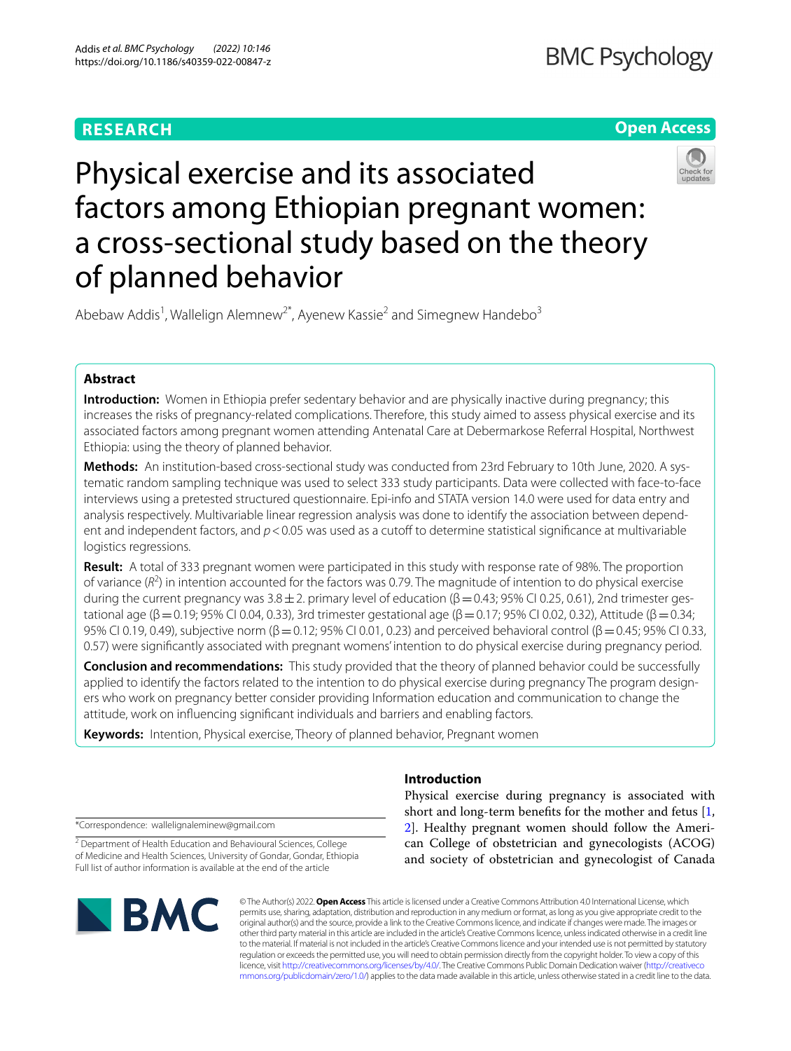**RESEARCH** **Open Access**

# Physical exercise and its associated factors among Ethiopian pregnant women: a cross-sectional study based on the theory of planned behavior

Abebaw Addis[1], Wallelign Alemnew[2*], Ayenew Kassie[2] and Simegnew Handebo[3]

## Abstract

**Introduction:** Women in Ethiopia prefer sedentary behavior and are physically inactive during pregnancy; this increases the risks of pregnancy-related complications. Therefore, this study aimed to assess physical exercise and its associated factors among pregnant women attending Antenatal Care at Debermarkose Referral Hospital, Northwest Ethiopia: using the theory of planned behavior.

**Methods:** An institution-based cross-sectional study was conducted from 23rd February to 10th June, 2020. A systematic random sampling technique was used to select 333 study participants. Data were collected with face-to-face interviews using a pretested structured questionnaire. Epi-info and STATA version 14.0 were used for data entry and analysis respectively. Multivariable linear regression analysis was done to identify the association between dependent and independent factors, and $p<0.05$ was used as a cutoff to determine statistical significance at multivariable logistics regressions.

**Result:** A total of 333 pregnant women were participated in this study with response rate of 98%. The proportion of variance ($R^2$) in intention accounted for the factors was 0.79. The magnitude of intention to do physical exercise during the current pregnancy was $3.8 \pm 2$. primary level of education (β = 0.43; 95% CI 0.25, 0.61), 2nd trimester gestational age (β = 0.19; 95% CI 0.04, 0.33), 3rd trimester gestational age (β = 0.17; 95% CI 0.02, 0.32), Attitude (β = 0.34; 95% CI 0.19, 0.49), subjective norm (β = 0.12; 95% CI 0.01, 0.23) and perceived behavioral control (β = 0.45; 95% CI 0.33, 0.57) were significantly associated with pregnant womens' intention to do physical exercise during pregnancy period.

**Conclusion and recommendations:** This study provided that the theory of planned behavior could be successfully applied to identify the factors related to the intention to do physical exercise during pregnancy The program designers who work on pregnancy better consider providing Information education and communication to change the attitude, work on influencing significant individuals and barriers and enabling factors.

**Keywords:** Intention, Physical exercise, Theory of planned behavior, Pregnant women

## Introduction

Physical exercise during pregnancy is associated with short and long-term benefits for the mother and fetus [1, 2]. Healthy pregnant women should follow the American College of obstetrician and gynecologists (ACOG) and society of obstetrician and gynecologist of Canada

*Correspondence: wallelignaleminew@gmail.com

[2] Department of Health Education and Behavioural Sciences, College of Medicine and Health Sciences, University of Gondar, Gondar, Ethiopia
Full list of author information is available at the end of the article

© The Author(s) 2022. **Open Access** This article is licensed under a Creative Commons Attribution 4.0 International License, which permits use, sharing, adaptation, distribution and reproduction in any medium or format, as long as you give appropriate credit to the original author(s) and the source, provide a link to the Creative Commons licence, and indicate if changes were made. The images or other third party material in this article are included in the article's Creative Commons licence, unless indicated otherwise in a credit line to the material. If material is not included in the article's Creative Commons licence and your intended use is not permitted by statutory regulation or exceeds the permitted use, you will need to obtain permission directly from the copyright holder. To view a copy of this licence, visit http://creativecommons.org/licenses/by/4.0/. The Creative Commons Public Domain Dedication waiver (http://creativecommons.org/publicdomain/zero/1.0/) applies to the data made available in this article, unless otherwise stated in a credit line to the data.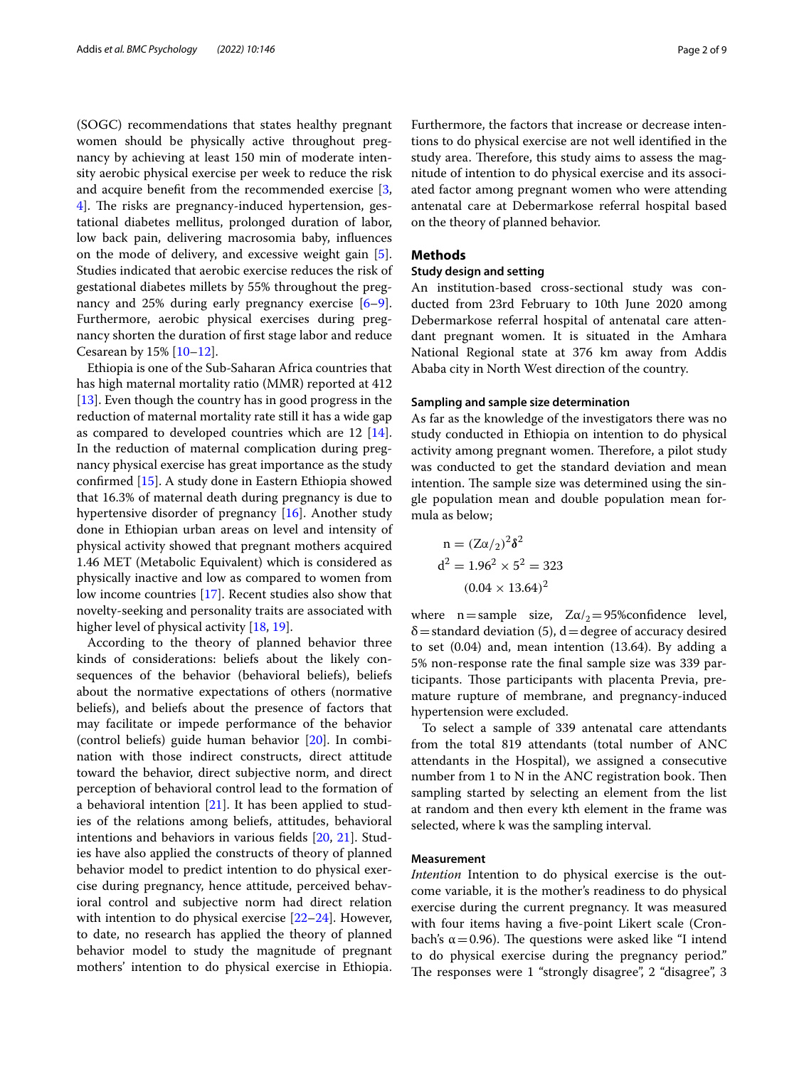(SOGC) recommendations that states healthy pregnant women should be physically active throughout pregnancy by achieving at least 150 min of moderate intensity aerobic physical exercise per week to reduce the risk and acquire benefit from the recommended exercise [3, 4]. The risks are pregnancy-induced hypertension, gestational diabetes mellitus, prolonged duration of labor, low back pain, delivering macrosomia baby, influences on the mode of delivery, and excessive weight gain [5]. Studies indicated that aerobic exercise reduces the risk of gestational diabetes millets by 55% throughout the pregnancy and 25% during early pregnancy exercise [6–9]. Furthermore, aerobic physical exercises during pregnancy shorten the duration of first stage labor and reduce Cesarean by 15% [10–12].

Ethiopia is one of the Sub-Saharan Africa countries that has high maternal mortality ratio (MMR) reported at 412 [13]. Even though the country has in good progress in the reduction of maternal mortality rate still it has a wide gap as compared to developed countries which are 12 [14]. In the reduction of maternal complication during pregnancy physical exercise has great importance as the study confirmed [15]. A study done in Eastern Ethiopia showed that 16.3% of maternal death during pregnancy is due to hypertensive disorder of pregnancy [16]. Another study done in Ethiopian urban areas on level and intensity of physical activity showed that pregnant mothers acquired 1.46 MET (Metabolic Equivalent) which is considered as physically inactive and low as compared to women from low income countries [17]. Recent studies also show that novelty-seeking and personality traits are associated with higher level of physical activity [18, 19].

According to the theory of planned behavior three kinds of considerations: beliefs about the likely consequences of the behavior (behavioral beliefs), beliefs about the normative expectations of others (normative beliefs), and beliefs about the presence of factors that may facilitate or impede performance of the behavior (control beliefs) guide human behavior [20]. In combination with those indirect constructs, direct attitude toward the behavior, direct subjective norm, and direct perception of behavioral control lead to the formation of a behavioral intention [21]. It has been applied to studies of the relations among beliefs, attitudes, behavioral intentions and behaviors in various fields [20, 21]. Studies have also applied the constructs of theory of planned behavior model to predict intention to do physical exercise during pregnancy, hence attitude, perceived behavioral control and subjective norm had direct relation with intention to do physical exercise [22–24]. However, to date, no research has applied the theory of planned behavior model to study the magnitude of pregnant mothers' intention to do physical exercise in Ethiopia. Furthermore, the factors that increase or decrease intentions to do physical exercise are not well identified in the study area. Therefore, this study aims to assess the magnitude of intention to do physical exercise and its associated factor among pregnant women who were attending antenatal care at Debermarkose referral hospital based on the theory of planned behavior.

## Methods

### Study design and setting

An institution-based cross-sectional study was conducted from 23rd February to 10th June 2020 among Debermarkose referral hospital of antenatal care attendant pregnant women. It is situated in the Amhara National Regional state at 376 km away from Addis Ababa city in North West direction of the country.

### Sampling and sample size determination

As far as the knowledge of the investigators there was no study conducted in Ethiopia on intention to do physical activity among pregnant women. Therefore, a pilot study was conducted to get the standard deviation and mean intention. The sample size was determined using the single population mean and double population mean formula as below;

$$n = (Z\alpha/_2)^2\delta^2$$

$$d^2 = 1.96^2 \times 5^2 = 323$$

$$(0.04 \times 13.64)^2$$

where n = sample size, $Z\alpha/_2$ = 95%confidence level, δ = standard deviation (5), d = degree of accuracy desired to set (0.04) and, mean intention (13.64). By adding a 5% non-response rate the final sample size was 339 participants. Those participants with placenta Previa, premature rupture of membrane, and pregnancy-induced hypertension were excluded.

To select a sample of 339 antenatal care attendants from the total 819 attendants (total number of ANC attendants in the Hospital), we assigned a consecutive number from 1 to N in the ANC registration book. Then sampling started by selecting an element from the list at random and then every kth element in the frame was selected, where k was the sampling interval.

### Measurement

*Intention* Intention to do physical exercise is the outcome variable, it is the mother's readiness to do physical exercise during the current pregnancy. It was measured with four items having a five-point Likert scale (Cronbach's α = 0.96). The questions were asked like "I intend to do physical exercise during the pregnancy period." The responses were 1 "strongly disagree", 2 "disagree", 3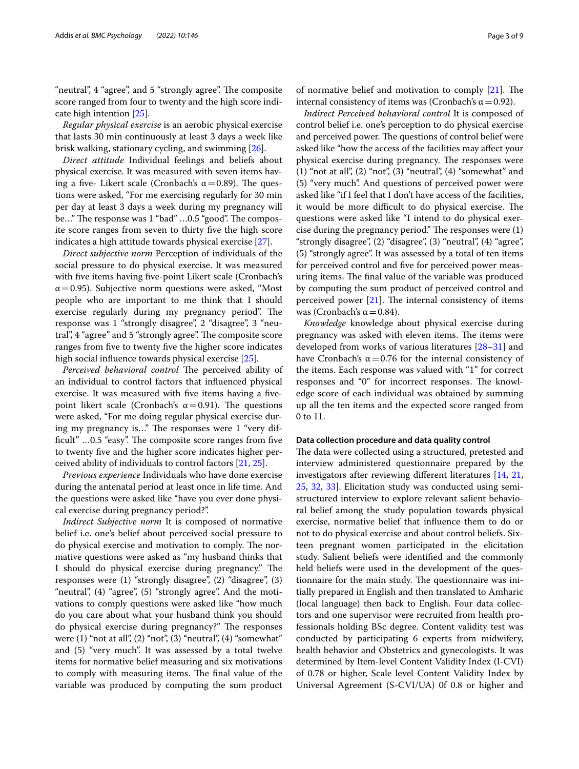"neutral", 4 "agree", and 5 "strongly agree". The composite score ranged from four to twenty and the high score indicate high intention [25].

*Regular physical exercise* is an aerobic physical exercise that lasts 30 min continuously at least 3 days a week like brisk walking, stationary cycling, and swimming [26].

*Direct attitude* Individual feelings and beliefs about physical exercise. It was measured with seven items having a five- Likert scale (Cronbach's $\alpha = 0.89$). The questions were asked, "For me exercising regularly for 30 min per day at least 3 days a week during my pregnancy will be…" The response was 1 "bad" …0.5 "good". The composite score ranges from seven to thirty five the high score indicates a high attitude towards physical exercise [27].

*Direct subjective norm* Perception of individuals of the social pressure to do physical exercise. It was measured with five items having five-point Likert scale (Cronbach's $\alpha = 0.95$). Subjective norm questions were asked, "Most people who are important to me think that I should exercise regularly during my pregnancy period". The response was 1 "strongly disagree", 2 "disagree", 3 "neutral", 4 "agree" and 5 "strongly agree". The composite score ranges from five to twenty and the higher score indicates high social influence towards physical exercise [25].

*Perceived behavioral control* The perceived ability of an individual to control factors that influenced physical exercise. It was measured with five items having a five-point likert scale (Cronbach's $\alpha = 0.91$). The questions were asked, "For me doing regular physical exercise during my pregnancy is…" The responses were 1 "very difficult" …0.5 "easy". The composite score ranges from five to twenty five and the higher score indicates higher perceived ability of individuals to control factors [21, 25].

*Previous experience* Individuals who have done exercise during the antenatal period at least once in life time. And the questions were asked like "have you ever done physical exercise during pregnancy period?".

*Indirect Subjective norm* It is composed of normative belief i.e. one's belief about perceived social pressure to do physical exercise and motivation to comply. The normative questions were asked as "my husband thinks that I should do physical exercise during pregnancy." The responses were (1) "strongly disagree", (2) "disagree", (3) "neutral", (4) "agree", (5) "strongly agree". And the motivations to comply questions were asked like "how much do you care about what your husband think you should do physical exercise during pregnancy?" The responses were (1) "not at all", (2) "not", (3) "neutral", (4) "somewhat" and (5) "very much". It was assessed by a total of twelve items for normative belief measuring and six motivations to comply with measuring items. The final value of the variable was produced by computing the sum product of normative belief and motivation to comply [21]. The internal consistency of items was (Cronbach's $\alpha = 0.92$).

*Indirect Perceived behavioral control* It is composed of control belief i.e. one's perception to do physical exercise and perceived power. The questions of control belief were asked like "how the access of the facilities may affect your physical exercise during pregnancy. The responses were (1) "not at all", (2) "not", (3) "neutral", (4) "somewhat" and (5) "very much". And questions of perceived power were asked like "if I feel that I don't have access of the facilities, it would be more difficult to do physical exercise. The questions were asked like "I intend to do physical exercise during the pregnancy period." The responses were (1) "strongly disagree", (2) "disagree", (3) "neutral", (4) "agree", (5) "strongly agree". It was assessed by a total of ten items for perceived control and five for perceived power measuring items. The final value of the variable was produced by computing the sum product of perceived control and perceived power [21]. The internal consistency of items was (Cronbach's $\alpha = 0.84$).

*Knowledge* knowledge about physical exercise during pregnancy was asked with eleven items. The items were developed from works of various literatures [28–31] and have Cronbach's $\alpha = 0.76$ for the internal consistency of the items. Each response was valued with "1" for correct responses and "0" for incorrect responses. The knowledge score of each individual was obtained by summing up all the ten items and the expected score ranged from 0 to 11.

#### Data collection procedure and data quality control

The data were collected using a structured, pretested and interview administered questionnaire prepared by the investigators after reviewing different literatures [14, 21, 25, 32, 33]. Elicitation study was conducted using semi-structured interview to explore relevant salient behavioral belief among the study population towards physical exercise, normative belief that influence them to do or not to do physical exercise and about control beliefs. Sixteen pregnant women participated in the elicitation study. Salient beliefs were identified and the commonly held beliefs were used in the development of the questionnaire for the main study. The questionnaire was initially prepared in English and then translated to Amharic (local language) then back to English. Four data collectors and one supervisor were recruited from health professionals holding BSc degree. Content validity test was conducted by participating 6 experts from midwifery, health behavior and Obstetrics and gynecologists. It was determined by Item-level Content Validity Index (I-CVI) of 0.78 or higher, Scale level Content Validity Index by Universal Agreement (S-CVI/UA) 0f 0.8 or higher and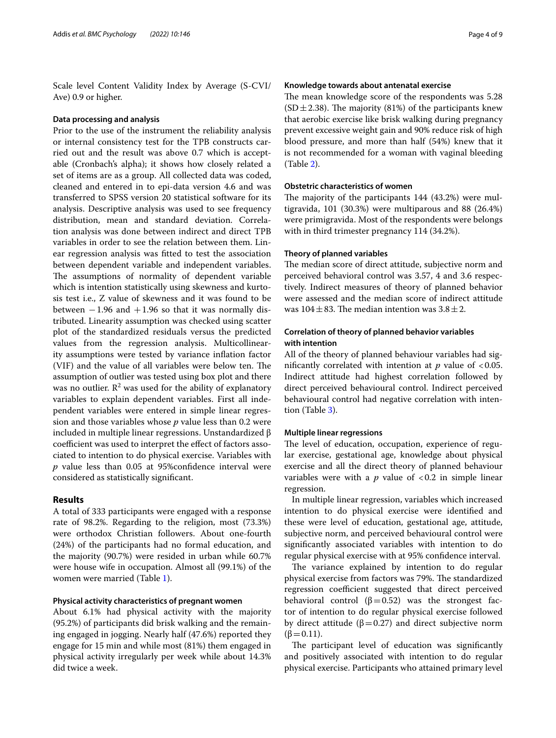Scale level Content Validity Index by Average (S-CVI/Ave) 0.9 or higher.

### Data processing and analysis

Prior to the use of the instrument the reliability analysis or internal consistency test for the TPB constructs carried out and the result was above 0.7 which is acceptable (Cronbach's alpha); it shows how closely related a set of items are as a group. All collected data was coded, cleaned and entered in to epi-data version 4.6 and was transferred to SPSS version 20 statistical software for its analysis. Descriptive analysis was used to see frequency distribution, mean and standard deviation. Correlation analysis was done between indirect and direct TPB variables in order to see the relation between them. Linear regression analysis was fitted to test the association between dependent variable and independent variables. The assumptions of normality of dependent variable which is intention statistically using skewness and kurtosis test i.e., Z value of skewness and it was found to be between $-1.96$ and $+1.96$ so that it was normally distributed. Linearity assumption was checked using scatter plot of the standardized residuals versus the predicted values from the regression analysis. Multicollinearity assumptions were tested by variance inflation factor (VIF) and the value of all variables were below ten. The assumption of outlier was tested using box plot and there was no outlier. $R^2$ was used for the ability of explanatory variables to explain dependent variables. First all independent variables were entered in simple linear regression and those variables whose $p$ value less than 0.2 were included in multiple linear regressions. Unstandardized β coefficient was used to interpret the effect of factors associated to intention to do physical exercise. Variables with $p$ value less than 0.05 at 95%confidence interval were considered as statistically significant.

## Results

A total of 333 participants were engaged with a response rate of 98.2%. Regarding to the religion, most (73.3%) were orthodox Christian followers. About one-fourth (24%) of the participants had no formal education, and the majority (90.7%) were resided in urban while 60.7% were house wife in occupation. Almost all (99.1%) of the women were married (Table 1).

### Physical activity characteristics of pregnant women

About 6.1% had physical activity with the majority (95.2%) of participants did brisk walking and the remaining engaged in jogging. Nearly half (47.6%) reported they engage for 15 min and while most (81%) them engaged in physical activity irregularly per week while about 14.3% did twice a week.

### Knowledge towards about antenatal exercise

The mean knowledge score of the respondents was 5.28 (SD ± 2.38). The majority (81%) of the participants knew that aerobic exercise like brisk walking during pregnancy prevent excessive weight gain and 90% reduce risk of high blood pressure, and more than half (54%) knew that it is not recommended for a woman with vaginal bleeding (Table 2).

### Obstetric characteristics of women

The majority of the participants 144 (43.2%) were multigravida, 101 (30.3%) were multiparous and 88 (26.4%) were primigravida. Most of the respondents were belongs with in third trimester pregnancy 114 (34.2%).

### Theory of planned variables

The median score of direct attitude, subjective norm and perceived behavioral control was 3.57, 4 and 3.6 respectively. Indirect measures of theory of planned behavior were assessed and the median score of indirect attitude was 104 ± 83. The median intention was 3.8 ± 2.

### Correlation of theory of planned behavior variables with intention

All of the theory of planned behaviour variables had significantly correlated with intention at $p$ value of $<0.05$. Indirect attitude had highest correlation followed by direct perceived behavioural control. Indirect perceived behavioural control had negative correlation with intention (Table 3).

### Multiple linear regressions

The level of education, occupation, experience of regular exercise, gestational age, knowledge about physical exercise and all the direct theory of planned behaviour variables were with a $p$ value of $<0.2$ in simple linear regression.

In multiple linear regression, variables which increased intention to do physical exercise were identified and these were level of education, gestational age, attitude, subjective norm, and perceived behavioural control were significantly associated variables with intention to do regular physical exercise with at 95% confidence interval.

The variance explained by intention to do regular physical exercise from factors was 79%. The standardized regression coefficient suggested that direct perceived behavioral control (β = 0.52) was the strongest factor of intention to do regular physical exercise followed by direct attitude (β = 0.27) and direct subjective norm (β = 0.11).

The participant level of education was significantly and positively associated with intention to do regular physical exercise. Participants who attained primary level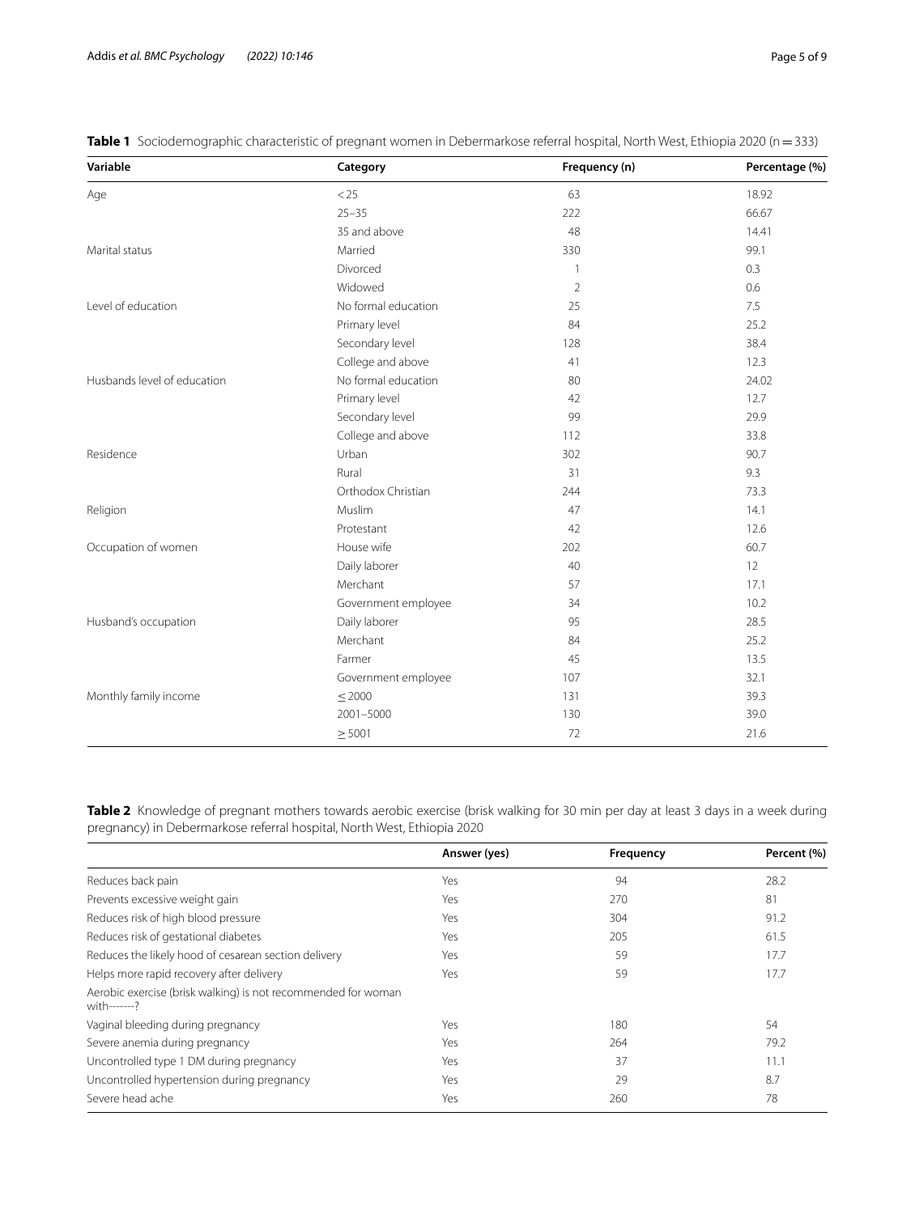**Table 1** Sociodemographic characteristic of pregnant women in Debermarkose referral hospital, North West, Ethiopia 2020 (n = 333)

| Variable | Category | Frequency (n) | Percentage (%) |
|---|---|---|---|
| Age | < 25 | 63 | 18.92 |
| | 25–35 | 222 | 66.67 |
| | 35 and above | 48 | 14.41 |
| Marital status | Married | 330 | 99.1 |
| | Divorced | 1 | 0.3 |
| | Widowed | 2 | 0.6 |
| Level of education | No formal education | 25 | 7.5 |
| | Primary level | 84 | 25.2 |
| | Secondary level | 128 | 38.4 |
| | College and above | 41 | 12.3 |
| Husbands level of education | No formal education | 80 | 24.02 |
| | Primary level | 42 | 12.7 |
| | Secondary level | 99 | 29.9 |
| | College and above | 112 | 33.8 |
| Residence | Urban | 302 | 90.7 |
| | Rural | 31 | 9.3 |
| | Orthodox Christian | 244 | 73.3 |
| Religion | Muslim | 47 | 14.1 |
| | Protestant | 42 | 12.6 |
| Occupation of women | House wife | 202 | 60.7 |
| | Daily laborer | 40 | 12 |
| | Merchant | 57 | 17.1 |
| | Government employee | 34 | 10.2 |
| Husband's occupation | Daily laborer | 95 | 28.5 |
| | Merchant | 84 | 25.2 |
| | Farmer | 45 | 13.5 |
| | Government employee | 107 | 32.1 |
| Monthly family income | ≤ 2000 | 131 | 39.3 |
| | 2001–5000 | 130 | 39.0 |
| | ≥ 5001 | 72 | 21.6 |

**Table 2** Knowledge of pregnant mothers towards aerobic exercise (brisk walking for 30 min per day at least 3 days in a week during pregnancy) in Debermarkose referral hospital, North West, Ethiopia 2020

| | Answer (yes) | Frequency | Percent (%) |
|---|---|---|---|
| Reduces back pain | Yes | 94 | 28.2 |
| Prevents excessive weight gain | Yes | 270 | 81 |
| Reduces risk of high blood pressure | Yes | 304 | 91.2 |
| Reduces risk of gestational diabetes | Yes | 205 | 61.5 |
| Reduces the likely hood of cesarean section delivery | Yes | 59 | 17.7 |
| Helps more rapid recovery after delivery | Yes | 59 | 17.7 |
| Aerobic exercise (brisk walking) is not recommended for woman with-------? | | | |
| Vaginal bleeding during pregnancy | Yes | 180 | 54 |
| Severe anemia during pregnancy | Yes | 264 | 79.2 |
| Uncontrolled type 1 DM during pregnancy | Yes | 37 | 11.1 |
| Uncontrolled hypertension during pregnancy | Yes | 29 | 8.7 |
| Severe head ache | Yes | 260 | 78 |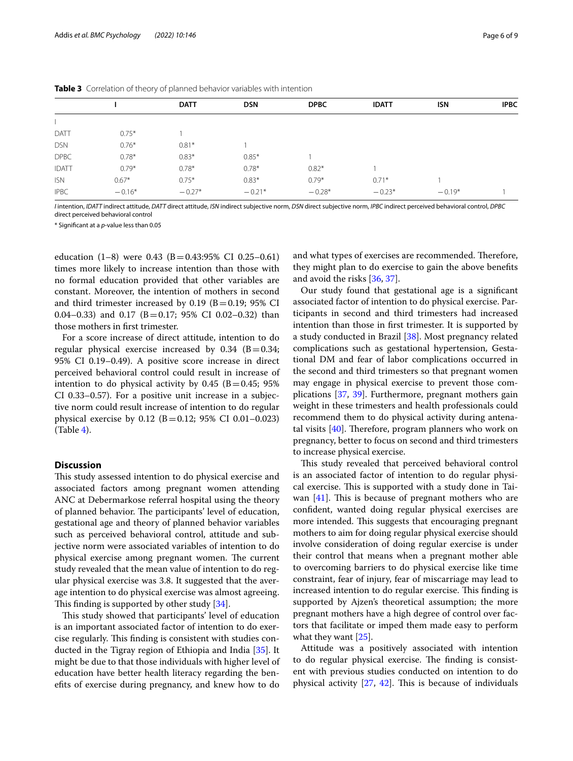**Table 3** Correlation of theory of planned behavior variables with intention

| | I | DATT | DSN | DPBC | IDATT | ISN | IPBC |
|---|---|---|---|---|---|---|---|
| I | | | | | | | |
| DATT | 0.75* | 1 | | | | | |
| DSN | 0.76* | 0.81* | 1 | | | | |
| DPBC | 0.78* | 0.83* | 0.85* | 1 | | | |
| IDATT | 0.79* | 0.78* | 0.78* | 0.82* | 1 | | |
| ISN | 0.67* | 0.75* | 0.83* | 0.79* | 0.71* | 1 | |
| IPBC | −0.16* | −0.27* | −0.21* | −0.28* | −0.23* | −0.19* | 1 |

*I* intention, *IDATT* indirect attitude, *DATT* direct attitude, *ISN* indirect subjective norm, *DSN* direct subjective norm, *IPBC* indirect perceived behavioral control, *DPBC* direct perceived behavioral control

* Significant at a *p*-value less than 0.05

education (1–8) were 0.43 (B = 0.43:95% CI 0.25–0.61) times more likely to increase intention than those with no formal education provided that other variables are constant. Moreover, the intention of mothers in second and third trimester increased by 0.19 (B = 0.19; 95% CI 0.04–0.33) and 0.17 (B = 0.17; 95% CI 0.02–0.32) than those mothers in first trimester.

For a score increase of direct attitude, intention to do regular physical exercise increased by 0.34 (B = 0.34; 95% CI 0.19–0.49). A positive score increase in direct perceived behavioral control could result in increase of intention to do physical activity by 0.45 (B = 0.45; 95% CI 0.33–0.57). For a positive unit increase in a subjective norm could result increase of intention to do regular physical exercise by 0.12 (B = 0.12; 95% CI 0.01–0.023) (Table 4).

## Discussion

This study assessed intention to do physical exercise and associated factors among pregnant women attending ANC at Debermarkose referral hospital using the theory of planned behavior. The participants' level of education, gestational age and theory of planned behavior variables such as perceived behavioral control, attitude and subjective norm were associated variables of intention to do physical exercise among pregnant women. The current study revealed that the mean value of intention to do regular physical exercise was 3.8. It suggested that the average intention to do physical exercise was almost agreeing. This finding is supported by other study [34].

This study showed that participants' level of education is an important associated factor of intention to do exercise regularly. This finding is consistent with studies conducted in the Tigray region of Ethiopia and India [35]. It might be due to that those individuals with higher level of education have better health literacy regarding the benefits of exercise during pregnancy, and knew how to do and what types of exercises are recommended. Therefore, they might plan to do exercise to gain the above benefits and avoid the risks [36, 37].

Our study found that gestational age is a significant associated factor of intention to do physical exercise. Participants in second and third trimesters had increased intention than those in first trimester. It is supported by a study conducted in Brazil [38]. Most pregnancy related complications such as gestational hypertension, Gestational DM and fear of labor complications occurred in the second and third trimesters so that pregnant women may engage in physical exercise to prevent those complications [37, 39]. Furthermore, pregnant mothers gain weight in these trimesters and health professionals could recommend them to do physical activity during antenatal visits [40]. Therefore, program planners who work on pregnancy, better to focus on second and third trimesters to increase physical exercise.

This study revealed that perceived behavioral control is an associated factor of intention to do regular physical exercise. This is supported with a study done in Taiwan [41]. This is because of pregnant mothers who are confident, wanted doing regular physical exercises are more intended. This suggests that encouraging pregnant mothers to aim for doing regular physical exercise should involve consideration of doing regular exercise is under their control that means when a pregnant mother able to overcoming barriers to do physical exercise like time constraint, fear of injury, fear of miscarriage may lead to increased intention to do regular exercise. This finding is supported by Ajzen's theoretical assumption; the more pregnant mothers have a high degree of control over factors that facilitate or imped them made easy to perform what they want [25].

Attitude was a positively associated with intention to do regular physical exercise. The finding is consistent with previous studies conducted on intention to do physical activity [27, 42]. This is because of individuals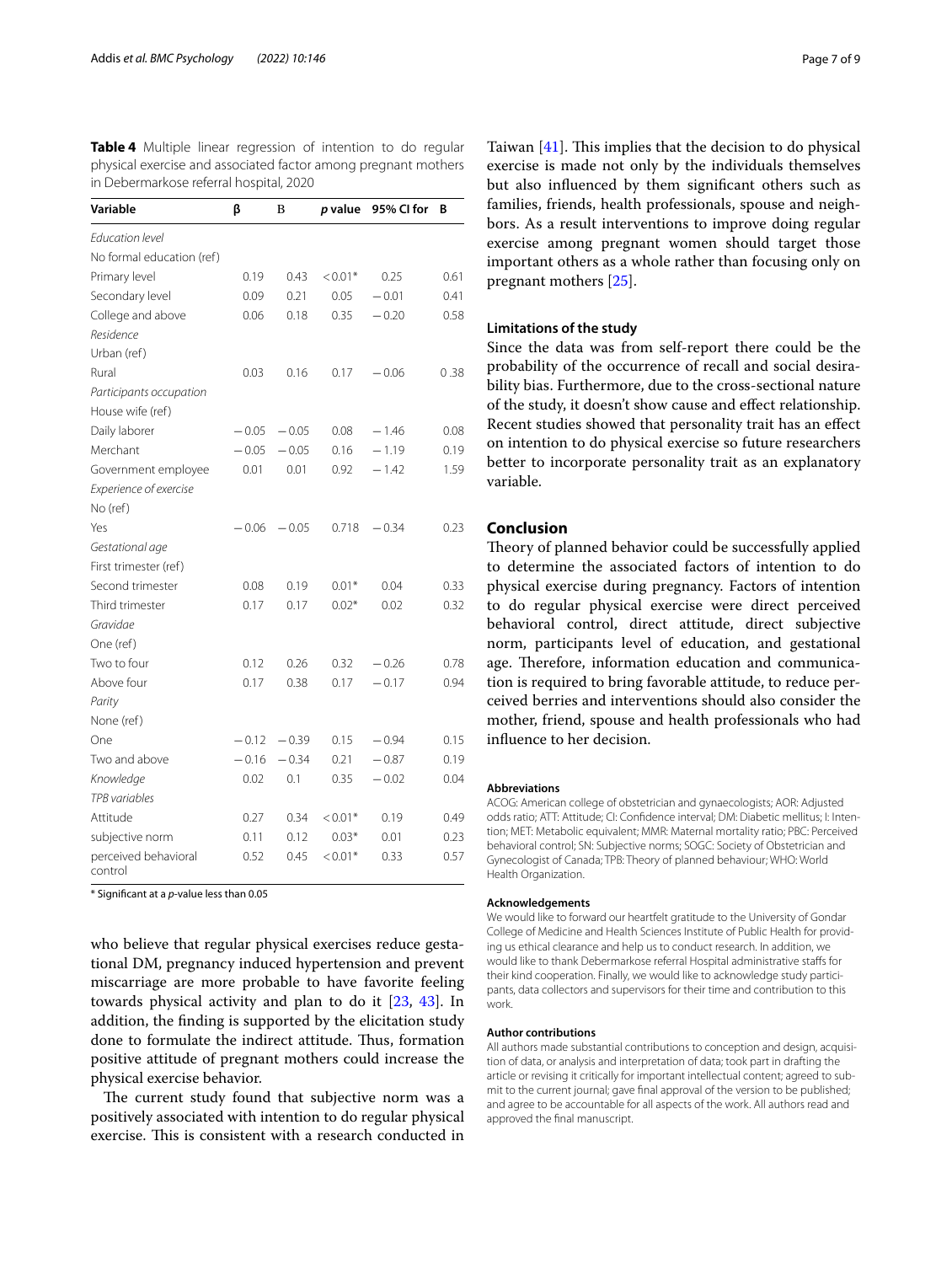**Table 4** Multiple linear regression of intention to do regular physical exercise and associated factor among pregnant mothers in Debermarkose referral hospital, 2020

| Variable | β | B | p value | 95% CI for | B |
|---|---|---|---|---|---|
| *Education level* | | | | | |
| No formal education (ref) | | | | | |
| Primary level | 0.19 | 0.43 | <0.01* | 0.25 | 0.61 |
| Secondary level | 0.09 | 0.21 | 0.05 | −0.01 | 0.41 |
| College and above | 0.06 | 0.18 | 0.35 | −0.20 | 0.58 |
| *Residence* | | | | | |
| Urban (ref) | | | | | |
| Rural | 0.03 | 0.16 | 0.17 | −0.06 | 0 .38 |
| *Participants occupation* | | | | | |
| House wife (ref) | | | | | |
| Daily laborer | −0.05 | −0.05 | 0.08 | −1.46 | 0.08 |
| Merchant | −0.05 | −0.05 | 0.16 | −1.19 | 0.19 |
| Government employee | 0.01 | 0.01 | 0.92 | −1.42 | 1.59 |
| *Experience of exercise* | | | | | |
| No (ref) | | | | | |
| Yes | −0.06 | −0.05 | 0.718 | −0.34 | 0.23 |
| *Gestational age* | | | | | |
| First trimester (ref) | | | | | |
| Second trimester | 0.08 | 0.19 | 0.01* | 0.04 | 0.33 |
| Third trimester | 0.17 | 0.17 | 0.02* | 0.02 | 0.32 |
| *Gravidae* | | | | | |
| One (ref) | | | | | |
| Two to four | 0.12 | 0.26 | 0.32 | −0.26 | 0.78 |
| Above four | 0.17 | 0.38 | 0.17 | −0.17 | 0.94 |
| *Parity* | | | | | |
| None (ref) | | | | | |
| One | −0.12 | −0.39 | 0.15 | −0.94 | 0.15 |
| Two and above | −0.16 | −0.34 | 0.21 | −0.87 | 0.19 |
| *Knowledge* | 0.02 | 0.1 | 0.35 | −0.02 | 0.04 |
| *TPB variables* | | | | | |
| Attitude | 0.27 | 0.34 | <0.01* | 0.19 | 0.49 |
| subjective norm | 0.11 | 0.12 | 0.03* | 0.01 | 0.23 |
| perceived behavioral control | 0.52 | 0.45 | <0.01* | 0.33 | 0.57 |

\* Significant at a *p*-value less than 0.05

who believe that regular physical exercises reduce gestational DM, pregnancy induced hypertension and prevent miscarriage are more probable to have favorite feeling towards physical activity and plan to do it [23, 43]. In addition, the finding is supported by the elicitation study done to formulate the indirect attitude. Thus, formation positive attitude of pregnant mothers could increase the physical exercise behavior.

The current study found that subjective norm was a positively associated with intention to do regular physical exercise. This is consistent with a research conducted in Taiwan [41]. This implies that the decision to do physical exercise is made not only by the individuals themselves but also influenced by them significant others such as families, friends, health professionals, spouse and neighbors. As a result interventions to improve doing regular exercise among pregnant women should target those important others as a whole rather than focusing only on pregnant mothers [25].

### Limitations of the study

Since the data was from self-report there could be the probability of the occurrence of recall and social desirability bias. Furthermore, due to the cross-sectional nature of the study, it doesn't show cause and effect relationship. Recent studies showed that personality trait has an effect on intention to do physical exercise so future researchers better to incorporate personality trait as an explanatory variable.

## Conclusion

Theory of planned behavior could be successfully applied to determine the associated factors of intention to do physical exercise during pregnancy. Factors of intention to do regular physical exercise were direct perceived behavioral control, direct attitude, direct subjective norm, participants level of education, and gestational age. Therefore, information education and communication is required to bring favorable attitude, to reduce perceived berries and interventions should also consider the mother, friend, spouse and health professionals who had influence to her decision.

#### Abbreviations

ACOG: American college of obstetrician and gynaecologists; AOR: Adjusted odds ratio; ATT: Attitude; CI: Confidence interval; DM: Diabetic mellitus; I: Intention; MET: Metabolic equivalent; MMR: Maternal mortality ratio; PBC: Perceived behavioral control; SN: Subjective norms; SOGC: Society of Obstetrician and Gynecologist of Canada; TPB: Theory of planned behaviour; WHO: World Health Organization.

#### Acknowledgements

We would like to forward our heartfelt gratitude to the University of Gondar College of Medicine and Health Sciences Institute of Public Health for providing us ethical clearance and help us to conduct research. In addition, we would like to thank Debermarkose referral Hospital administrative staffs for their kind cooperation. Finally, we would like to acknowledge study participants, data collectors and supervisors for their time and contribution to this work.

#### Author contributions

All authors made substantial contributions to conception and design, acquisition of data, or analysis and interpretation of data; took part in drafting the article or revising it critically for important intellectual content; agreed to submit to the current journal; gave final approval of the version to be published; and agree to be accountable for all aspects of the work. All authors read and approved the final manuscript.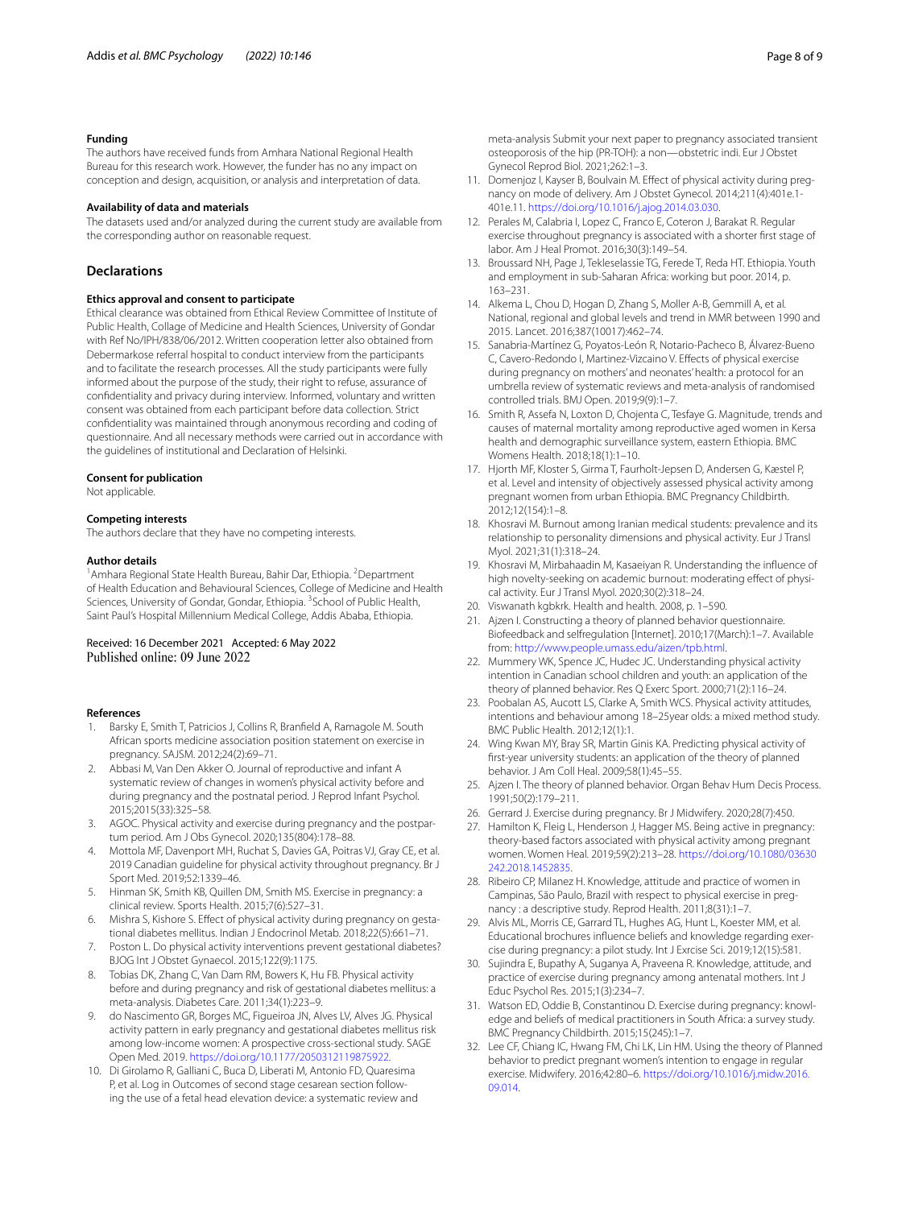#### Funding

The authors have received funds from Amhara National Regional Health Bureau for this research work. However, the funder has no any impact on conception and design, acquisition, or analysis and interpretation of data.

#### Availability of data and materials

The datasets used and/or analyzed during the current study are available from the corresponding author on reasonable request.

## Declarations

#### Ethics approval and consent to participate

Ethical clearance was obtained from Ethical Review Committee of Institute of Public Health, Collage of Medicine and Health Sciences, University of Gondar with Ref No/IPH/838/06/2012. Written cooperation letter also obtained from Debermarkose referral hospital to conduct interview from the participants and to facilitate the research processes. All the study participants were fully informed about the purpose of the study, their right to refuse, assurance of confidentiality and privacy during interview. Informed, voluntary and written consent was obtained from each participant before data collection. Strict confidentiality was maintained through anonymous recording and coding of questionnaire. And all necessary methods were carried out in accordance with the guidelines of institutional and Declaration of Helsinki.

#### Consent for publication

Not applicable.

#### Competing interests

The authors declare that they have no competing interests.

#### Author details

[1]Amhara Regional State Health Bureau, Bahir Dar, Ethiopia. [2]Department of Health Education and Behavioural Sciences, College of Medicine and Health Sciences, University of Gondar, Gondar, Ethiopia. [3]School of Public Health, Saint Paul's Hospital Millennium Medical College, Addis Ababa, Ethiopia.

Received: 16 December 2021 Accepted: 6 May 2022
Published online: 09 June 2022

#### References

1. Barsky E, Smith T, Patricios J, Collins R, Branfield A, Ramagole M. South African sports medicine association position statement on exercise in pregnancy. SAJSM. 2012;24(2):69–71.
2. Abbasi M, Van Den Akker O. Journal of reproductive and infant A systematic review of changes in women's physical activity before and during pregnancy and the postnatal period. J Reprod Infant Psychol. 2015;2015(33):325–58.
3. AGOC. Physical activity and exercise during pregnancy and the postpartum period. Am J Obs Gynecol. 2020;135(804):178–88.
4. Mottola MF, Davenport MH, Ruchat S, Davies GA, Poitras VJ, Gray CE, et al. 2019 Canadian guideline for physical activity throughout pregnancy. Br J Sport Med. 2019;52:1339–46.
5. Hinman SK, Smith KB, Quillen DM, Smith MS. Exercise in pregnancy: a clinical review. Sports Health. 2015;7(6):527–31.
6. Mishra S, Kishore S. Effect of physical activity during pregnancy on gestational diabetes mellitus. Indian J Endocrinol Metab. 2018;22(5):661–71.
7. Poston L. Do physical activity interventions prevent gestational diabetes? BJOG Int J Obstet Gynaecol. 2015;122(9):1175.
8. Tobias DK, Zhang C, Van Dam RM, Bowers K, Hu FB. Physical activity before and during pregnancy and risk of gestational diabetes mellitus: a meta-analysis. Diabetes Care. 2011;34(1):223–9.
9. do Nascimento GR, Borges MC, Figueiroa JN, Alves LV, Alves JG. Physical activity pattern in early pregnancy and gestational diabetes mellitus risk among low-income women: A prospective cross-sectional study. SAGE Open Med. 2019. https://doi.org/10.1177/2050312119875922.
10. Di Girolamo R, Galliani C, Buca D, Liberati M, Antonio FD, Quaresima P, et al. Log in Outcomes of second stage cesarean section following the use of a fetal head elevation device: a systematic review and meta-analysis Submit your next paper to pregnancy associated transient osteoporosis of the hip (PR-TOH): a non—obstetric indi. Eur J Obstet Gynecol Reprod Biol. 2021;262:1–3.
11. Domenjoz I, Kayser B, Boulvain M. Effect of physical activity during pregnancy on mode of delivery. Am J Obstet Gynecol. 2014;211(4):401e.1-401e.11. https://doi.org/10.1016/j.ajog.2014.03.030.
12. Perales M, Calabria I, Lopez C, Franco E, Coteron J, Barakat R. Regular exercise throughout pregnancy is associated with a shorter first stage of labor. Am J Heal Promot. 2016;30(3):149–54.
13. Broussard NH, Page J, Tekleselassie TG, Ferede T, Reda HT. Ethiopia. Youth and employment in sub-Saharan Africa: working but poor. 2014, p. 163–231.
14. Alkema L, Chou D, Hogan D, Zhang S, Moller A-B, Gemmill A, et al. National, regional and global levels and trend in MMR between 1990 and 2015. Lancet. 2016;387(10017):462–74.
15. Sanabria-Martínez G, Poyatos-León R, Notario-Pacheco B, Álvarez-Bueno C, Cavero-Redondo I, Martinez-Vizcaino V. Effects of physical exercise during pregnancy on mothers' and neonates' health: a protocol for an umbrella review of systematic reviews and meta-analysis of randomised controlled trials. BMJ Open. 2019;9(9):1–7.
16. Smith R, Assefa N, Loxton D, Chojenta C, Tesfaye G. Magnitude, trends and causes of maternal mortality among reproductive aged women in Kersa health and demographic surveillance system, eastern Ethiopia. BMC Womens Health. 2018;18(1):1–10.
17. Hjorth MF, Kloster S, Girma T, Faurholt-Jepsen D, Andersen G, Kæstel P, et al. Level and intensity of objectively assessed physical activity among pregnant women from urban Ethiopia. BMC Pregnancy Childbirth. 2012;12(154):1–8.
18. Khosravi M. Burnout among Iranian medical students: prevalence and its relationship to personality dimensions and physical activity. Eur J Transl Myol. 2021;31(1):318–24.
19. Khosravi M, Mirbahaadin M, Kasaeiyan R. Understanding the influence of high novelty-seeking on academic burnout: moderating effect of physical activity. Eur J Transl Myol. 2020;30(2):318–24.
20. Viswanath kgbkrk. Health and health. 2008, p. 1–590.
21. Ajzen I. Constructing a theory of planned behavior questionnaire. Biofeedback and selfregulation [Internet]. 2010;17(March):1–7. Available from: http://www.people.umass.edu/aizen/tpb.html.
22. Mummery WK, Spence JC, Hudec JC. Understanding physical activity intention in Canadian school children and youth: an application of the theory of planned behavior. Res Q Exerc Sport. 2000;71(2):116–24.
23. Poobalan AS, Aucott LS, Clarke A, Smith WCS. Physical activity attitudes, intentions and behaviour among 18–25year olds: a mixed method study. BMC Public Health. 2012;12(1):1.
24. Wing Kwan MY, Bray SR, Martin Ginis KA. Predicting physical activity of first-year university students: an application of the theory of planned behavior. J Am Coll Heal. 2009;58(1):45–55.
25. Ajzen I. The theory of planned behavior. Organ Behav Hum Decis Process. 1991;50(2):179–211.
26. Gerrard J. Exercise during pregnancy. Br J Midwifery. 2020;28(7):450.
27. Hamilton K, Fleig L, Henderson J, Hagger MS. Being active in pregnancy: theory-based factors associated with physical activity among pregnant women. Women Heal. 2019;59(2):213–28. https://doi.org/10.1080/03630242.2018.1452835.
28. Ribeiro CP, Milanez H. Knowledge, attitude and practice of women in Campinas, São Paulo, Brazil with respect to physical exercise in pregnancy : a descriptive study. Reprod Health. 2011;8(31):1–7.
29. Alvis ML, Morris CE, Garrard TL, Hughes AG, Hunt L, Koester MM, et al. Educational brochures influence beliefs and knowledge regarding exercise during pregnancy: a pilot study. Int J Exrcise Sci. 2019;12(15):581.
30. Sujindra E, Bupathy A, Suganya A, Praveena R. Knowledge, attitude, and practice of exercise during pregnancy among antenatal mothers. Int J Educ Psychol Res. 2015;1(3):234–7.
31. Watson ED, Oddie B, Constantinou D. Exercise during pregnancy: knowledge and beliefs of medical practitioners in South Africa: a survey study. BMC Pregnancy Childbirth. 2015;15(245):1–7.
32. Lee CF, Chiang IC, Hwang FM, Chi LK, Lin HM. Using the theory of Planned behavior to predict pregnant women's intention to engage in regular exercise. Midwifery. 2016;42:80–6. https://doi.org/10.1016/j.midw.2016.09.014.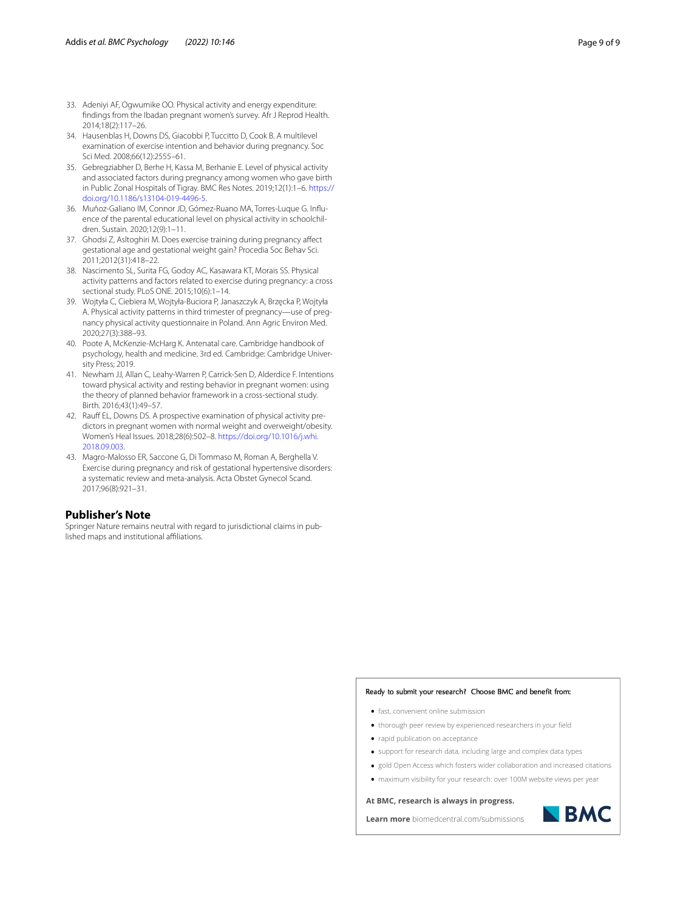33. Adeniyi AF, Ogwumike OO. Physical activity and energy expenditure: findings from the Ibadan pregnant women's survey. Afr J Reprod Health. 2014;18(2):117–26.
34. Hausenblas H, Downs DS, Giacobbi P, Tuccitto D, Cook B. A multilevel examination of exercise intention and behavior during pregnancy. Soc Sci Med. 2008;66(12):2555–61.
35. Gebregziabher D, Berhe H, Kassa M, Berhanie E. Level of physical activity and associated factors during pregnancy among women who gave birth in Public Zonal Hospitals of Tigray. BMC Res Notes. 2019;12(1):1–6. https://doi.org/10.1186/s13104-019-4496-5.
36. Muñoz-Galiano IM, Connor JD, Gómez-Ruano MA, Torres-Luque G. Influence of the parental educational level on physical activity in schoolchildren. Sustain. 2020;12(9):1–11.
37. Ghodsi Z, Asltoghiri M. Does exercise training during pregnancy affect gestational age and gestational weight gain? Procedia Soc Behav Sci. 2011;2012(31):418–22.
38. Nascimento SL, Surita FG, Godoy AC, Kasawara KT, Morais SS. Physical activity patterns and factors related to exercise during pregnancy: a cross sectional study. PLoS ONE. 2015;10(6):1–14.
39. Wojtyła C, Ciebiera M, Wojtyła-Buciora P, Janaszczyk A, Brzęcka P, Wojtyła A. Physical activity patterns in third trimester of pregnancy—use of pregnancy physical activity questionnaire in Poland. Ann Agric Environ Med. 2020;27(3):388–93.
40. Poote A, McKenzie-McHarg K. Antenatal care. Cambridge handbook of psychology, health and medicine. 3rd ed. Cambridge: Cambridge University Press; 2019.
41. Newham JJ, Allan C, Leahy-Warren P, Carrick-Sen D, Alderdice F. Intentions toward physical activity and resting behavior in pregnant women: using the theory of planned behavior framework in a cross-sectional study. Birth. 2016;43(1):49–57.
42. Rauff EL, Downs DS. A prospective examination of physical activity predictors in pregnant women with normal weight and overweight/obesity. Women's Heal Issues. 2018;28(6):502–8. https://doi.org/10.1016/j.whi.2018.09.003.
43. Magro-Malosso ER, Saccone G, Di Tommaso M, Roman A, Berghella V. Exercise during pregnancy and risk of gestational hypertensive disorders: a systematic review and meta-analysis. Acta Obstet Gynecol Scand. 2017;96(8):921–31.

## Publisher's Note

Springer Nature remains neutral with regard to jurisdictional claims in published maps and institutional affiliations.

Ready to submit your research? Choose BMC and benefit from:

- fast, convenient online submission
- thorough peer review by experienced researchers in your field
- rapid publication on acceptance
- support for research data, including large and complex data types
- gold Open Access which fosters wider collaboration and increased citations
- maximum visibility for your research: over 100M website views per year

**At BMC, research is always in progress.**

**Learn more** biomedcentral.com/submissions

BMC